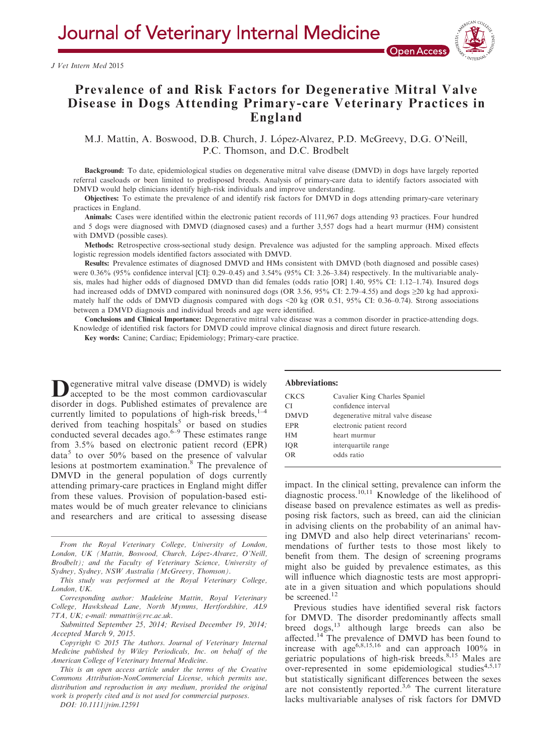# Prevalence of and Risk Factors for Degenerative Mitral Valve Disease in Dogs Attending Primary-care Veterinary Practices in England

M.J. Mattin, A. Boswood, D.B. Church, J. López-Alvarez, P.D. McGreevy, D.G. O'Neill, P.C. Thomson, and D.C. Brodbelt

**Background:** To date, epidemiological studies on degenerative mitral valve disease (DMVD) in dogs have largely reported referral caseloads or been limited to predisposed breeds. Analysis of primary-care data to identify factors associated with DMVD would help clinicians identify high-risk individuals and improve understanding.

**Objectives:** To estimate the prevalence of and identify risk factors for DMVD in dogs attending primary-care veterinary practices in England.

**Animals:** Cases were identified within the electronic patient records of 111,967 dogs attending 93 practices. Four hundred and 5 dogs were diagnosed with DMVD (diagnosed cases) and a further 3,557 dogs had a heart murmur (HM) consistent with DMVD (possible cases).

**Methods:** Retrospective cross-sectional study design. Prevalence was adjusted for the sampling approach. Mixed effects logistic regression models identified factors associated with DMVD.

**Results:** Prevalence estimates of diagnosed DMVD and HMs consistent with DMVD (both diagnosed and possible cases) were 0.36% (95% confidence interval [CI]: 0.29–0.45) and 3.54% (95% CI: 3.26–3.84) respectively. In the multivariable analysis, males had higher odds of diagnosed DMVD than did females (odds ratio [OR] 1.40, 95% CI: 1.12–1.74). Insured dogs had increased odds of DMVD compared with noninsured dogs (OR 3.56, 95% CI: 2.79–4.55) and dogs ≥20 kg had approximately half the odds of DMVD diagnosis compared with dogs <20 kg (OR 0.51, 95% CI: 0.36–0.74). Strong associations between a DMVD diagnosis and individual breeds and age were identified.

**Conclusions and Clinical Importance:** Degenerative mitral valve disease was a common disorder in practice-attending dogs. Knowledge of identified risk factors for DMVD could improve clinical diagnosis and direct future research.

**Key words:** Canine; Cardiac; Epidemiology; Primary-care practice.

Degenerative mitral valve disease (DMVD) is widely accepted to be the most common cardiovascular disorder in dogs. Published estimates of prevalence are currently limited to populations of high-risk breeds,[1–4] derived from teaching hospitals[5] or based on studies conducted several decades ago.[6–9] These estimates range from 3.5% based on electronic patient record (EPR) data[5] to over 50% based on the presence of valvular lesions at postmortem examination.[8] The prevalence of DMVD in the general population of dogs currently attending primary-care practices in England might differ from these values. Provision of population-based estimates would be of much greater relevance to clinicians and researchers and are critical to assessing disease impact. In the clinical setting, prevalence can inform the diagnostic process.[10,11] Knowledge of the likelihood of disease based on prevalence estimates as well as predisposing risk factors, such as breed, can aid the clinician in advising clients on the probability of an animal having DMVD and also help direct veterinarians' recommendations of further tests to those most likely to benefit from them. The design of screening programs might also be guided by prevalence estimates, as this will influence which diagnostic tests are most appropriate in a given situation and which populations should be screened.[12]

Previous studies have identified several risk factors for DMVD. The disorder predominantly affects small breed dogs,[13] although large breeds can also be affected.[14] The prevalence of DMVD has been found to increase with age[6,8,15,16] and can approach 100% in geriatric populations of high-risk breeds.[8,15] Males are over-represented in some epidemiological studies[4,5,17] but statistically significant differences between the sexes are not consistently reported.[3,6] The current literature lacks multivariable analyses of risk factors for DMVD

**Abbreviations:**

| | |
|---|---|
| CKCS | Cavalier King Charles Spaniel |
| CI | confidence interval |
| DMVD | degenerative mitral valve disease |
| EPR | electronic patient record |
| HM | heart murmur |
| IQR | interquartile range |
| OR | odds ratio |

From the Royal Veterinary College, University of London, London, UK (Mattin, Boswood, Church, López-Alvarez, O'Neill, Brodbelt); and the Faculty of Veterinary Science, University of Sydney, Sydney, NSW Australia (McGreevy, Thomson).

This study was performed at the Royal Veterinary College, London, UK.

Corresponding author: Madeleine Mattin, Royal Veterinary College, Hawkshead Lane, North Mymms, Hertfordshire, AL9 7TA, UK; e-mail: mmattin@rvc.ac.uk.

Submitted September 25, 2014; Revised December 19, 2014; Accepted March 9, 2015.

Copyright © 2015 The Authors. Journal of Veterinary Internal Medicine published by Wiley Periodicals, Inc. on behalf of the American College of Veterinary Internal Medicine.

This is an open access article under the terms of the Creative Commons Attribution-NonCommercial License, which permits use, distribution and reproduction in any medium, provided the original work is properly cited and is not used for commercial purposes.

DOI: 10.1111/jvim.12591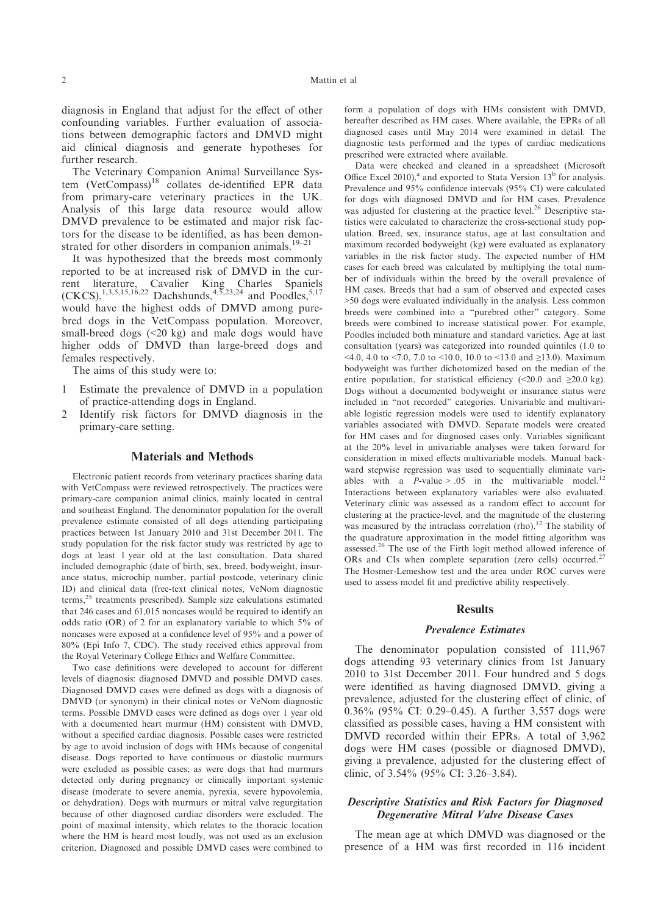diagnosis in England that adjust for the effect of other confounding variables. Further evaluation of associations between demographic factors and DMVD might aid clinical diagnosis and generate hypotheses for further research.

The Veterinary Companion Animal Surveillance System (VetCompass)[18] collates de-identified EPR data from primary-care veterinary practices in the UK. Analysis of this large data resource would allow DMVD prevalence to be estimated and major risk factors for the disease to be identified, as has been demonstrated for other disorders in companion animals.[19–21]

It was hypothesized that the breeds most commonly reported to be at increased risk of DMVD in the current literature, Cavalier King Charles Spaniels (CKCS),[1,3,5,15,16,22] Dachshunds,[4,5,23,24] and Poodles,[5,17] would have the highest odds of DMVD among purebred dogs in the VetCompass population. Moreover, small-breed dogs (<20 kg) and male dogs would have higher odds of DMVD than large-breed dogs and females respectively.

The aims of this study were to:

1. Estimate the prevalence of DMVD in a population of practice-attending dogs in England.
2. Identify risk factors for DMVD diagnosis in the primary-care setting.

## Materials and Methods

Electronic patient records from veterinary practices sharing data with VetCompass were reviewed retrospectively. The practices were primary-care companion animal clinics, mainly located in central and southeast England. The denominator population for the overall prevalence estimate consisted of all dogs attending participating practices between 1st January 2010 and 31st December 2011. The study population for the risk factor study was restricted by age to dogs at least 1 year old at the last consultation. Data shared included demographic (date of birth, sex, breed, bodyweight, insurance status, microchip number, partial postcode, veterinary clinic ID) and clinical data (free-text clinical notes, VeNom diagnostic terms,[25] treatments prescribed). Sample size calculations estimated that 246 cases and 61,015 noncases would be required to identify an odds ratio (OR) of 2 for an explanatory variable to which 5% of noncases were exposed at a confidence level of 95% and a power of 80% (Epi Info 7, CDC). The study received ethics approval from the Royal Veterinary College Ethics and Welfare Committee.

Two case definitions were developed to account for different levels of diagnosis: diagnosed DMVD and possible DMVD cases. Diagnosed DMVD cases were defined as dogs with a diagnosis of DMVD (or synonym) in their clinical notes or VeNom diagnostic terms. Possible DMVD cases were defined as dogs over 1 year old with a documented heart murmur (HM) consistent with DMVD, without a specified cardiac diagnosis. Possible cases were restricted by age to avoid inclusion of dogs with HMs because of congenital disease. Dogs reported to have continuous or diastolic murmurs were excluded as possible cases; as were dogs that had murmurs detected only during pregnancy or clinically important systemic disease (moderate to severe anemia, pyrexia, severe hypovolemia, or dehydration). Dogs with murmurs or mitral valve regurgitation because of other diagnosed cardiac disorders were excluded. The point of maximal intensity, which relates to the thoracic location where the HM is heard most loudly, was not used as an exclusion criterion. Diagnosed and possible DMVD cases were combined to form a population of dogs with HMs consistent with DMVD, hereafter described as HM cases. Where available, the EPRs of all diagnosed cases until May 2014 were examined in detail. The diagnostic tests performed and the types of cardiac medications prescribed were extracted where available.

Data were checked and cleaned in a spreadsheet (Microsoft Office Excel 2010),[a] and exported to Stata Version 13[b] for analysis. Prevalence and 95% confidence intervals (95% CI) were calculated for dogs with diagnosed DMVD and for HM cases. Prevalence was adjusted for clustering at the practice level.[26] Descriptive statistics were calculated to characterize the cross-sectional study population. Breed, sex, insurance status, age at last consultation and maximum recorded bodyweight (kg) were evaluated as explanatory variables in the risk factor study. The expected number of HM cases for each breed was calculated by multiplying the total number of individuals within the breed by the overall prevalence of HM cases. Breeds that had a sum of observed and expected cases >50 dogs were evaluated individually in the analysis. Less common breeds were combined into a "purebred other" category. Some breeds were combined to increase statistical power. For example, Poodles included both miniature and standard varieties. Age at last consultation (years) was categorized into rounded quintiles (1.0 to <4.0, 4.0 to <7.0, 7.0 to <10.0, 10.0 to <13.0 and ≥13.0). Maximum bodyweight was further dichotomized based on the median of the entire population, for statistical efficiency (<20.0 and ≥20.0 kg). Dogs without a documented bodyweight or insurance status were included in "not recorded" categories. Univariable and multivariable logistic regression models were used to identify explanatory variables associated with DMVD. Separate models were created for HM cases and for diagnosed cases only. Variables significant at the 20% level in univariable analyses were taken forward for consideration in mixed effects multivariable models. Manual backward stepwise regression was used to sequentially eliminate variables with a $P$-value > .05 in the multivariable model.[12] Interactions between explanatory variables were also evaluated. Veterinary clinic was assessed as a random effect to account for clustering at the practice-level, and the magnitude of the clustering was measured by the intraclass correlation (rho).[12] The stability of the quadrature approximation in the model fitting algorithm was assessed.[26] The use of the Firth logit method allowed inference of ORs and CIs when complete separation (zero cells) occurred.[27] The Hosmer-Lemeshow test and the area under ROC curves were used to assess model fit and predictive ability respectively.

## Results

### Prevalence Estimates

The denominator population consisted of 111,967 dogs attending 93 veterinary clinics from 1st January 2010 to 31st December 2011. Four hundred and 5 dogs were identified as having diagnosed DMVD, giving a prevalence, adjusted for the clustering effect of clinic, of 0.36% (95% CI: 0.29–0.45). A further 3,557 dogs were classified as possible cases, having a HM consistent with DMVD recorded within their EPRs. A total of 3,962 dogs were HM cases (possible or diagnosed DMVD), giving a prevalence, adjusted for the clustering effect of clinic, of 3.54% (95% CI: 3.26–3.84).

### Descriptive Statistics and Risk Factors for Diagnosed Degenerative Mitral Valve Disease Cases

The mean age at which DMVD was diagnosed or the presence of a HM was first recorded in 116 incident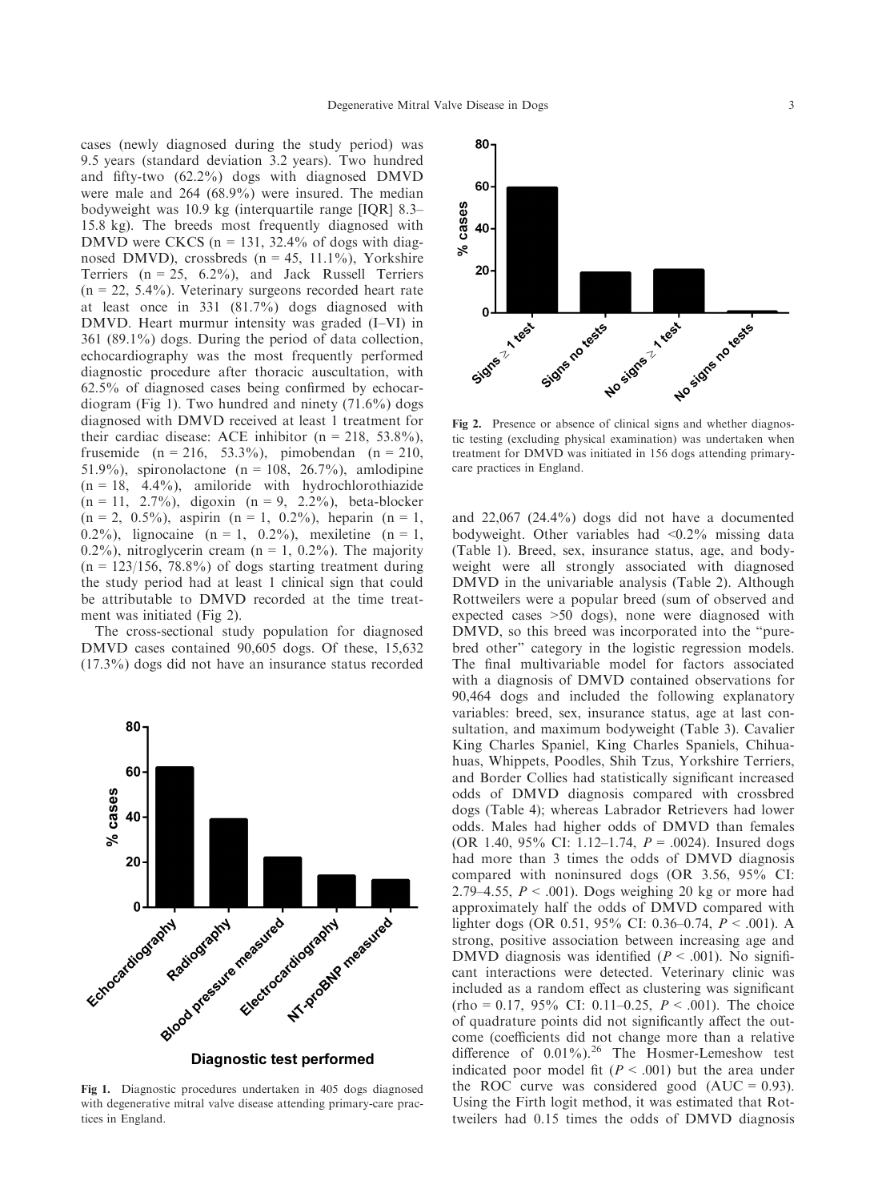cases (newly diagnosed during the study period) was 9.5 years (standard deviation 3.2 years). Two hundred and fifty-two (62.2%) dogs with diagnosed DMVD were male and 264 (68.9%) were insured. The median bodyweight was 10.9 kg (interquartile range [IQR] 8.3–15.8 kg). The breeds most frequently diagnosed with DMVD were CKCS (n = 131, 32.4% of dogs with diagnosed DMVD), crossbreds (n = 45, 11.1%), Yorkshire Terriers (n = 25, 6.2%), and Jack Russell Terriers (n = 22, 5.4%). Veterinary surgeons recorded heart rate at least once in 331 (81.7%) dogs diagnosed with DMVD. Heart murmur intensity was graded (I–VI) in 361 (89.1%) dogs. During the period of data collection, echocardiography was the most frequently performed diagnostic procedure after thoracic auscultation, with 62.5% of diagnosed cases being confirmed by echocardiogram (Fig 1). Two hundred and ninety (71.6%) dogs diagnosed with DMVD received at least 1 treatment for their cardiac disease: ACE inhibitor (n = 218, 53.8%), frusemide (n = 216, 53.3%), pimobendan (n = 210, 51.9%), spironolactone (n = 108, 26.7%), amlodipine (n = 18, 4.4%), amiloride with hydrochlorothiazide (n = 11, 2.7%), digoxin (n = 9, 2.2%), beta-blocker (n = 2, 0.5%), aspirin (n = 1, 0.2%), heparin (n = 1, 0.2%), lignocaine (n = 1, 0.2%), mexiletine (n = 1, 0.2%), nitroglycerin cream (n = 1, 0.2%). The majority (n = 123/156, 78.8%) of dogs starting treatment during the study period had at least 1 clinical sign that could be attributable to DMVD recorded at the time treatment was initiated (Fig 2).

The cross-sectional study population for diagnosed DMVD cases contained 90,605 dogs. Of these, 15,632 (17.3%) dogs did not have an insurance status recorded

Fig 1. Diagnostic procedures undertaken in 405 dogs diagnosed with degenerative mitral valve disease attending primary-care practices in England.

Fig 2. Presence or absence of clinical signs and whether diagnostic testing (excluding physical examination) was undertaken when treatment for DMVD was initiated in 156 dogs attending primary-care practices in England.

and 22,067 (24.4%) dogs did not have a documented bodyweight. Other variables had <0.2% missing data (Table 1). Breed, sex, insurance status, age, and bodyweight were all strongly associated with diagnosed DMVD in the univariable analysis (Table 2). Although Rottweilers were a popular breed (sum of observed and expected cases >50 dogs), none were diagnosed with DMVD, so this breed was incorporated into the "purebred other" category in the logistic regression models. The final multivariable model for factors associated with a diagnosis of DMVD contained observations for 90,464 dogs and included the following explanatory variables: breed, sex, insurance status, age at last consultation, and maximum bodyweight (Table 3). Cavalier King Charles Spaniel, King Charles Spaniels, Chihuahuas, Whippets, Poodles, Shih Tzus, Yorkshire Terriers, and Border Collies had statistically significant increased odds of DMVD diagnosis compared with crossbred dogs (Table 4); whereas Labrador Retrievers had lower odds. Males had higher odds of DMVD than females (OR 1.40, 95% CI: 1.12–1.74, $P = .0024$). Insured dogs had more than 3 times the odds of DMVD diagnosis compared with noninsured dogs (OR 3.56, 95% CI: 2.79–4.55, $P < .001$). Dogs weighing 20 kg or more had approximately half the odds of DMVD compared with lighter dogs (OR 0.51, 95% CI: 0.36–0.74, $P < .001$). A strong, positive association between increasing age and DMVD diagnosis was identified ($P < .001$). No significant interactions were detected. Veterinary clinic was included as a random effect as clustering was significant (rho = 0.17, 95% CI: 0.11–0.25, $P < .001$). The choice of quadrature points did not significantly affect the outcome (coefficients did not change more than a relative difference of 0.01%).[26] The Hosmer-Lemeshow test indicated poor model fit ($P < .001$) but the area under the ROC curve was considered good (AUC = 0.93). Using the Firth logit method, it was estimated that Rottweilers had 0.15 times the odds of DMVD diagnosis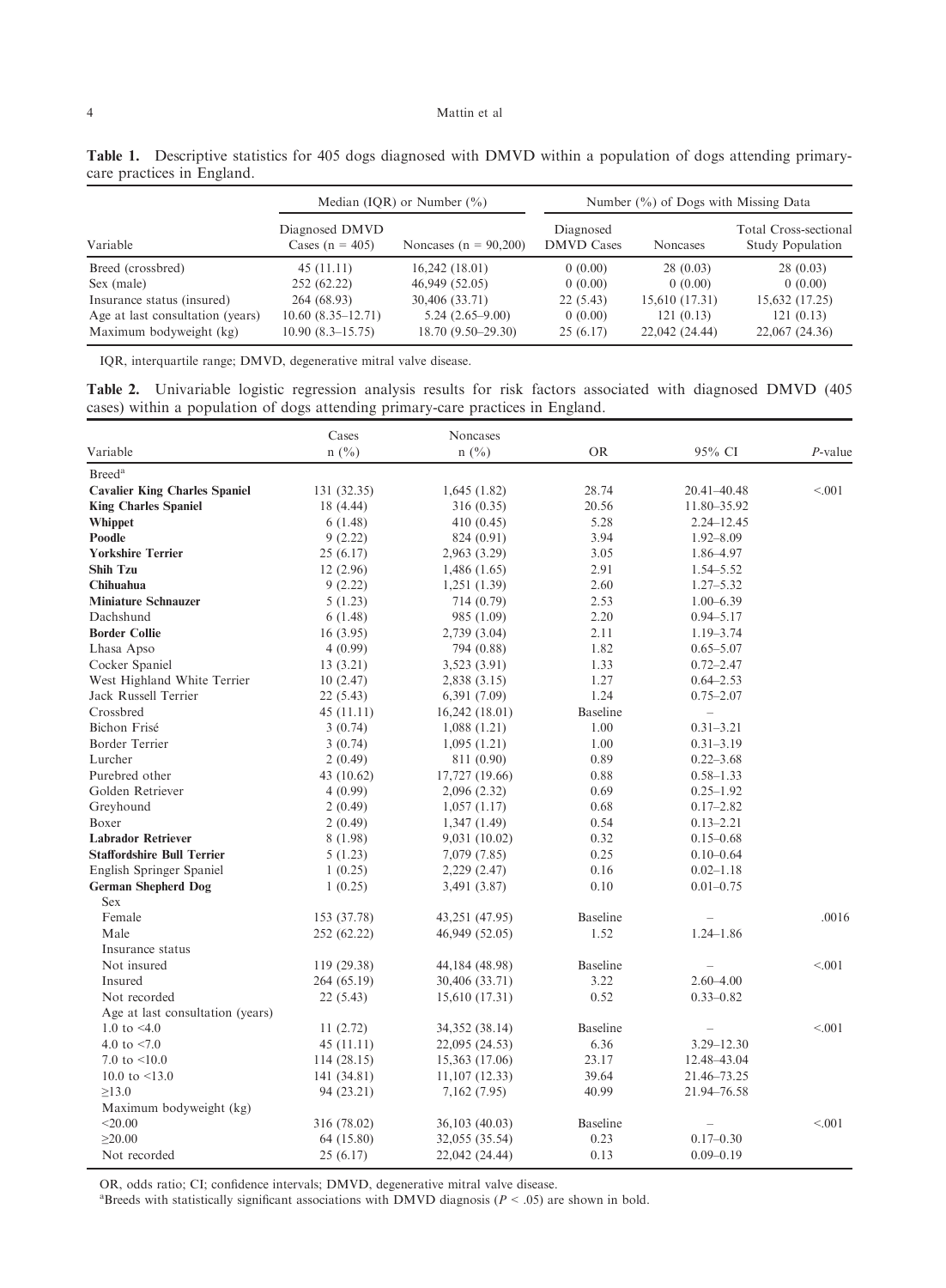**Table 1.** Descriptive statistics for 405 dogs diagnosed with DMVD within a population of dogs attending primary-care practices in England.

| | Median (IQR) or Number (%) | | Number (%) of Dogs with Missing Data | | |
|---|---|---|---|---|---|
| Variable | Diagnosed DMVD Cases (n = 405) | Noncases (n = 90,200) | Diagnosed DMVD Cases | Noncases | Total Cross-sectional Study Population |
| Breed (crossbred) | 45 (11.11) | 16,242 (18.01) | 0 (0.00) | 28 (0.03) | 28 (0.03) |
| Sex (male) | 252 (62.22) | 46,949 (52.05) | 0 (0.00) | 0 (0.00) | 0 (0.00) |
| Insurance status (insured) | 264 (68.93) | 30,406 (33.71) | 22 (5.43) | 15,610 (17.31) | 15,632 (17.25) |
| Age at last consultation (years) | 10.60 (8.35–12.71) | 5.24 (2.65–9.00) | 0 (0.00) | 121 (0.13) | 121 (0.13) |
| Maximum bodyweight (kg) | 10.90 (8.3–15.75) | 18.70 (9.50–29.30) | 25 (6.17) | 22,042 (24.44) | 22,067 (24.36) |

IQR, interquartile range; DMVD, degenerative mitral valve disease.

**Table 2.** Univariable logistic regression analysis results for risk factors associated with diagnosed DMVD (405 cases) within a population of dogs attending primary-care practices in England.

| Variable | Cases n (%) | Noncases n (%) | OR | 95% CI | *P*-value |
|---|---|---|---|---|---|
| Breed[a] | | | | | |
| **Cavalier King Charles Spaniel** | 131 (32.35) | 1,645 (1.82) | 28.74 | 20.41–40.48 | <.001 |
| **King Charles Spaniel** | 18 (4.44) | 316 (0.35) | 20.56 | 11.80–35.92 | |
| **Whippet** | 6 (1.48) | 410 (0.45) | 5.28 | 2.24–12.45 | |
| **Poodle** | 9 (2.22) | 824 (0.91) | 3.94 | 1.92–8.09 | |
| **Yorkshire Terrier** | 25 (6.17) | 2,963 (3.29) | 3.05 | 1.86–4.97 | |
| **Shih Tzu** | 12 (2.96) | 1,486 (1.65) | 2.91 | 1.54–5.52 | |
| **Chihuahua** | 9 (2.22) | 1,251 (1.39) | 2.60 | 1.27–5.32 | |
| **Miniature Schnauzer** | 5 (1.23) | 714 (0.79) | 2.53 | 1.00–6.39 | |
| Dachshund | 6 (1.48) | 985 (1.09) | 2.20 | 0.94–5.17 | |
| **Border Collie** | 16 (3.95) | 2,739 (3.04) | 2.11 | 1.19–3.74 | |
| Lhasa Apso | 4 (0.99) | 794 (0.88) | 1.82 | 0.65–5.07 | |
| Cocker Spaniel | 13 (3.21) | 3,523 (3.91) | 1.33 | 0.72–2.47 | |
| West Highland White Terrier | 10 (2.47) | 2,838 (3.15) | 1.27 | 0.64–2.53 | |
| Jack Russell Terrier | 22 (5.43) | 6,391 (7.09) | 1.24 | 0.75–2.07 | |
| Crossbred | 45 (11.11) | 16,242 (18.01) | Baseline | – | |
| Bichon Frisé | 3 (0.74) | 1,088 (1.21) | 1.00 | 0.31–3.21 | |
| Border Terrier | 3 (0.74) | 1,095 (1.21) | 1.00 | 0.31–3.19 | |
| Lurcher | 2 (0.49) | 811 (0.90) | 0.89 | 0.22–3.68 | |
| Purebred other | 43 (10.62) | 17,727 (19.66) | 0.88 | 0.58–1.33 | |
| Golden Retriever | 4 (0.99) | 2,096 (2.32) | 0.69 | 0.25–1.92 | |
| Greyhound | 2 (0.49) | 1,057 (1.17) | 0.68 | 0.17–2.82 | |
| Boxer | 2 (0.49) | 1,347 (1.49) | 0.54 | 0.13–2.21 | |
| **Labrador Retriever** | 8 (1.98) | 9,031 (10.02) | 0.32 | 0.15–0.68 | |
| **Staffordshire Bull Terrier** | 5 (1.23) | 7,079 (7.85) | 0.25 | 0.10–0.64 | |
| English Springer Spaniel | 1 (0.25) | 2,229 (2.47) | 0.16 | 0.02–1.18 | |
| **German Shepherd Dog** | 1 (0.25) | 3,491 (3.87) | 0.10 | 0.01–0.75 | |
| Sex | | | | | |
| Female | 153 (37.78) | 43,251 (47.95) | Baseline | – | .0016 |
| Male | 252 (62.22) | 46,949 (52.05) | 1.52 | 1.24–1.86 | |
| Insurance status | | | | | |
| Not insured | 119 (29.38) | 44,184 (48.98) | Baseline | – | <.001 |
| Insured | 264 (65.19) | 30,406 (33.71) | 3.22 | 2.60–4.00 | |
| Not recorded | 22 (5.43) | 15,610 (17.31) | 0.52 | 0.33–0.82 | |
| Age at last consultation (years) | | | | | |
| 1.0 to <4.0 | 11 (2.72) | 34,352 (38.14) | Baseline | – | <.001 |
| 4.0 to <7.0 | 45 (11.11) | 22,095 (24.53) | 6.36 | 3.29–12.30 | |
| 7.0 to <10.0 | 114 (28.15) | 15,363 (17.06) | 23.17 | 12.48–43.04 | |
| 10.0 to <13.0 | 141 (34.81) | 11,107 (12.33) | 39.64 | 21.46–73.25 | |
| ≥13.0 | 94 (23.21) | 7,162 (7.95) | 40.99 | 21.94–76.58 | |
| Maximum bodyweight (kg) | | | | | |
| <20.00 | 316 (78.02) | 36,103 (40.03) | Baseline | – | <.001 |
| ≥20.00 | 64 (15.80) | 32,055 (35.54) | 0.23 | 0.17–0.30 | |
| Not recorded | 25 (6.17) | 22,042 (24.44) | 0.13 | 0.09–0.19 | |

OR, odds ratio; CI; confidence intervals; DMVD, degenerative mitral valve disease.

[a]Breeds with statistically significant associations with DMVD diagnosis ($P < .05$) are shown in bold.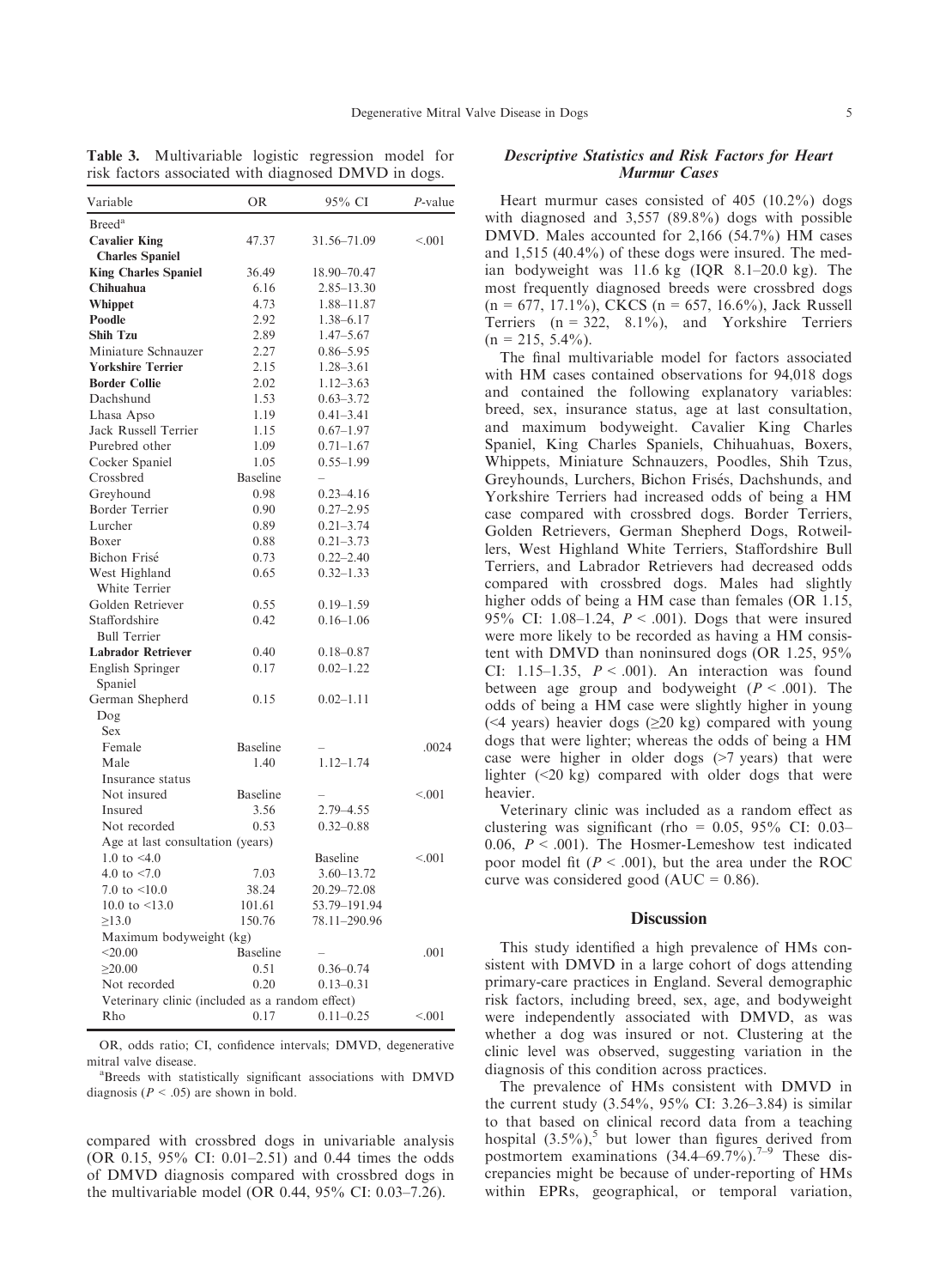**Table 3.** Multivariable logistic regression model for risk factors associated with diagnosed DMVD in dogs.

| Variable | OR | 95% CI | *P*-value |
|---|---|---|---|
| Breed[a] | | | |
| **Cavalier King Charles Spaniel** | 47.37 | 31.56–71.09 | <.001 |
| **King Charles Spaniel** | 36.49 | 18.90–70.47 | |
| **Chihuahua** | 6.16 | 2.85–13.30 | |
| **Whippet** | 4.73 | 1.88–11.87 | |
| **Poodle** | 2.92 | 1.38–6.17 | |
| **Shih Tzu** | 2.89 | 1.47–5.67 | |
| Miniature Schnauzer | 2.27 | 0.86–5.95 | |
| **Yorkshire Terrier** | 2.15 | 1.28–3.61 | |
| **Border Collie** | 2.02 | 1.12–3.63 | |
| Dachshund | 1.53 | 0.63–3.72 | |
| Lhasa Apso | 1.19 | 0.41–3.41 | |
| Jack Russell Terrier | 1.15 | 0.67–1.97 | |
| Purebred other | 1.09 | 0.71–1.67 | |
| Cocker Spaniel | 1.05 | 0.55–1.99 | |
| Crossbred | Baseline | – | |
| Greyhound | 0.98 | 0.23–4.16 | |
| Border Terrier | 0.90 | 0.27–2.95 | |
| Lurcher | 0.89 | 0.21–3.74 | |
| Boxer | 0.88 | 0.21–3.73 | |
| Bichon Frisé | 0.73 | 0.22–2.40 | |
| West Highland White Terrier | 0.65 | 0.32–1.33 | |
| Golden Retriever | 0.55 | 0.19–1.59 | |
| Staffordshire Bull Terrier | 0.42 | 0.16–1.06 | |
| **Labrador Retriever** | 0.40 | 0.18–0.87 | |
| English Springer Spaniel | 0.17 | 0.02–1.22 | |
| German Shepherd Dog | 0.15 | 0.02–1.11 | |
| Sex | | | |
| Female | Baseline | – | .0024 |
| Male | 1.40 | 1.12–1.74 | |
| Insurance status | | | |
| Not insured | Baseline | – | <.001 |
| Insured | 3.56 | 2.79–4.55 | |
| Not recorded | 0.53 | 0.32–0.88 | |
| Age at last consultation (years) | | | |
| 1.0 to <4.0 | | Baseline | <.001 |
| 4.0 to <7.0 | 7.03 | 3.60–13.72 | |
| 7.0 to <10.0 | 38.24 | 20.29–72.08 | |
| 10.0 to <13.0 | 101.61 | 53.79–191.94 | |
| ≥13.0 | 150.76 | 78.11–290.96 | |
| Maximum bodyweight (kg) | | | |
| <20.00 | Baseline | – | .001 |
| ≥20.00 | 0.51 | 0.36–0.74 | |
| Not recorded | 0.20 | 0.13–0.31 | |
| Veterinary clinic (included as a random effect) | | | |
| Rho | 0.17 | 0.11–0.25 | <.001 |

OR, odds ratio; CI, confidence intervals; DMVD, degenerative mitral valve disease.

[a]Breeds with statistically significant associations with DMVD diagnosis ($P < .05$) are shown in bold.

compared with crossbred dogs in univariable analysis (OR 0.15, 95% CI: 0.01–2.51) and 0.44 times the odds of DMVD diagnosis compared with crossbred dogs in the multivariable model (OR 0.44, 95% CI: 0.03–7.26).

### *Descriptive Statistics and Risk Factors for Heart Murmur Cases*

Heart murmur cases consisted of 405 (10.2%) dogs with diagnosed and 3,557 (89.8%) dogs with possible DMVD. Males accounted for 2,166 (54.7%) HM cases and 1,515 (40.4%) of these dogs were insured. The median bodyweight was 11.6 kg (IQR 8.1–20.0 kg). The most frequently diagnosed breeds were crossbred dogs (n = 677, 17.1%), CKCS (n = 657, 16.6%), Jack Russell Terriers (n = 322, 8.1%), and Yorkshire Terriers (n = 215, 5.4%).

The final multivariable model for factors associated with HM cases contained observations for 94,018 dogs and contained the following explanatory variables: breed, sex, insurance status, age at last consultation, and maximum bodyweight. Cavalier King Charles Spaniel, King Charles Spaniels, Chihuahuas, Boxers, Whippets, Miniature Schnauzers, Poodles, Shih Tzus, Greyhounds, Lurchers, Bichon Frisés, Dachshunds, and Yorkshire Terriers had increased odds of being a HM case compared with crossbred dogs. Border Terriers, Golden Retrievers, German Shepherd Dogs, Rotweillers, West Highland White Terriers, Staffordshire Bull Terriers, and Labrador Retrievers had decreased odds compared with crossbred dogs. Males had slightly higher odds of being a HM case than females (OR 1.15, 95% CI: 1.08–1.24, $P < .001$). Dogs that were insured were more likely to be recorded as having a HM consistent with DMVD than noninsured dogs (OR 1.25, 95% CI: 1.15–1.35, $P < .001$). An interaction was found between age group and bodyweight ($P < .001$). The odds of being a HM case were slightly higher in young (<4 years) heavier dogs (≥20 kg) compared with young dogs that were lighter; whereas the odds of being a HM case were higher in older dogs (>7 years) that were lighter (<20 kg) compared with older dogs that were heavier.

Veterinary clinic was included as a random effect as clustering was significant (rho = 0.05, 95% CI: 0.03–0.06, $P < .001$). The Hosmer-Lemeshow test indicated poor model fit ($P < .001$), but the area under the ROC curve was considered good (AUC = 0.86).

## Discussion

This study identified a high prevalence of HMs consistent with DMVD in a large cohort of dogs attending primary-care practices in England. Several demographic risk factors, including breed, sex, age, and bodyweight were independently associated with DMVD, as was whether a dog was insured or not. Clustering at the clinic level was observed, suggesting variation in the diagnosis of this condition across practices.

The prevalence of HMs consistent with DMVD in the current study (3.54%, 95% CI: 3.26–3.84) is similar to that based on clinical record data from a teaching hospital (3.5%),[5] but lower than figures derived from postmortem examinations (34.4–69.7%).[7–9] These discrepancies might be because of under-reporting of HMs within EPRs, geographical, or temporal variation,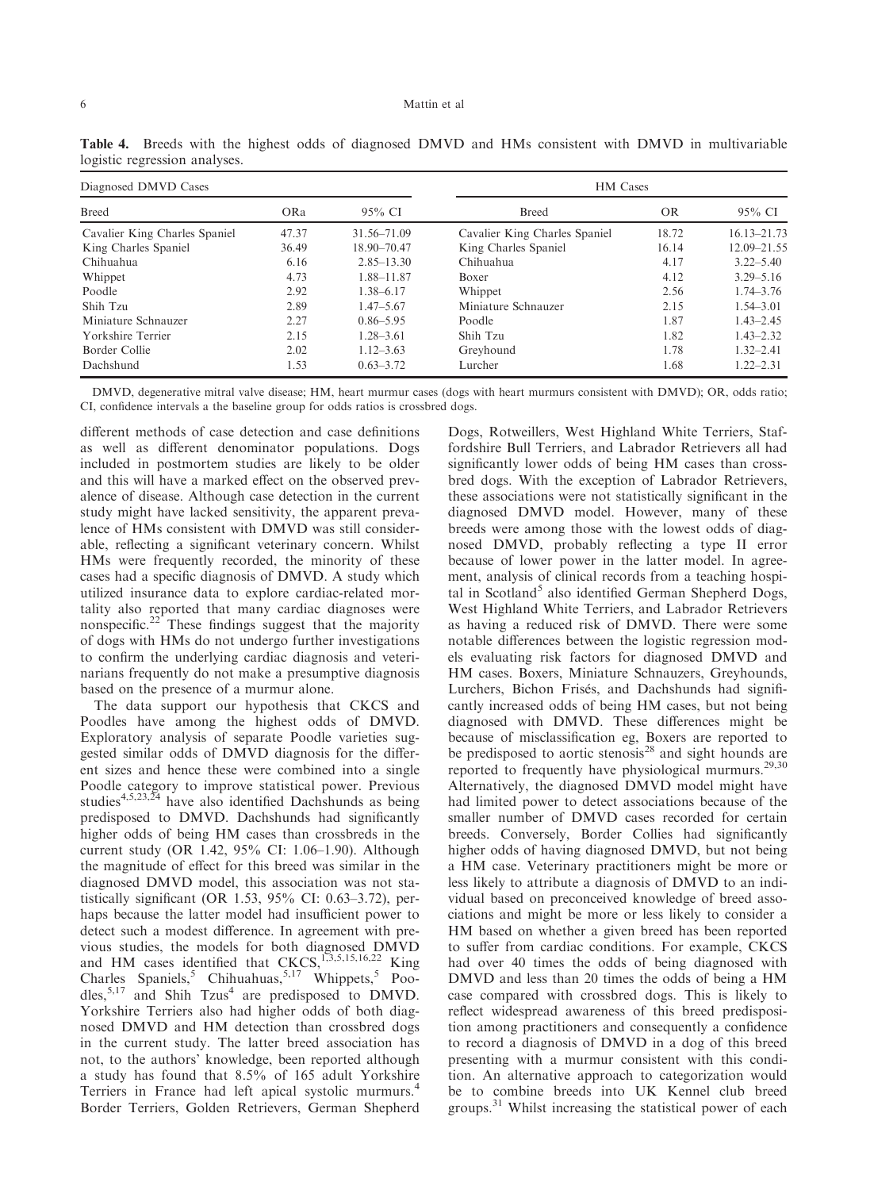**Table 4.** Breeds with the highest odds of diagnosed DMVD and HMs consistent with DMVD in multivariable logistic regression analyses.

| Diagnosed DMVD Cases | | | HM Cases | | |
|---|---|---|---|---|---|
| Breed | ORa | 95% CI | Breed | OR | 95% CI |
| Cavalier King Charles Spaniel | 47.37 | 31.56–71.09 | Cavalier King Charles Spaniel | 18.72 | 16.13–21.73 |
| King Charles Spaniel | 36.49 | 18.90–70.47 | King Charles Spaniel | 16.14 | 12.09–21.55 |
| Chihuahua | 6.16 | 2.85–13.30 | Chihuahua | 4.17 | 3.22–5.40 |
| Whippet | 4.73 | 1.88–11.87 | Boxer | 4.12 | 3.29–5.16 |
| Poodle | 2.92 | 1.38–6.17 | Whippet | 2.56 | 1.74–3.76 |
| Shih Tzu | 2.89 | 1.47–5.67 | Miniature Schnauzer | 2.15 | 1.54–3.01 |
| Miniature Schnauzer | 2.27 | 0.86–5.95 | Poodle | 1.87 | 1.43–2.45 |
| Yorkshire Terrier | 2.15 | 1.28–3.61 | Shih Tzu | 1.82 | 1.43–2.32 |
| Border Collie | 2.02 | 1.12–3.63 | Greyhound | 1.78 | 1.32–2.41 |
| Dachshund | 1.53 | 0.63–3.72 | Lurcher | 1.68 | 1.22–2.31 |

DMVD, degenerative mitral valve disease; HM, heart murmur cases (dogs with heart murmurs consistent with DMVD); OR, odds ratio; CI, confidence intervals a the baseline group for odds ratios is crossbred dogs.

different methods of case detection and case definitions as well as different denominator populations. Dogs included in postmortem studies are likely to be older and this will have a marked effect on the observed prevalence of disease. Although case detection in the current study might have lacked sensitivity, the apparent prevalence of HMs consistent with DMVD was still considerable, reflecting a significant veterinary concern. Whilst HMs were frequently recorded, the minority of these cases had a specific diagnosis of DMVD. A study which utilized insurance data to explore cardiac-related mortality also reported that many cardiac diagnoses were nonspecific.[22] These findings suggest that the majority of dogs with HMs do not undergo further investigations to confirm the underlying cardiac diagnosis and veterinarians frequently do not make a presumptive diagnosis based on the presence of a murmur alone.

The data support our hypothesis that CKCS and Poodles have among the highest odds of DMVD. Exploratory analysis of separate Poodle varieties suggested similar odds of DMVD diagnosis for the different sizes and hence these were combined into a single Poodle category to improve statistical power. Previous studies[4,5,23,24] have also identified Dachshunds as being predisposed to DMVD. Dachshunds had significantly higher odds of being HM cases than crossbreds in the current study (OR 1.42, 95% CI: 1.06–1.90). Although the magnitude of effect for this breed was similar in the diagnosed DMVD model, this association was not statistically significant (OR 1.53, 95% CI: 0.63–3.72), perhaps because the latter model had insufficient power to detect such a modest difference. In agreement with previous studies, the models for both diagnosed DMVD and HM cases identified that CKCS,[1,3,5,15,16,22] King Charles Spaniels,[5] Chihuahuas,[5,17] Whippets,[5] Poodles,[5,17] and Shih Tzus[4] are predisposed to DMVD. Yorkshire Terriers also had higher odds of both diagnosed DMVD and HM detection than crossbred dogs in the current study. The latter breed association has not, to the authors' knowledge, been reported although a study has found that 8.5% of 165 adult Yorkshire Terriers in France had left apical systolic murmurs.[4] Border Terriers, Golden Retrievers, German Shepherd Dogs, Rotweillers, West Highland White Terriers, Staffordshire Bull Terriers, and Labrador Retrievers all had significantly lower odds of being HM cases than crossbred dogs. With the exception of Labrador Retrievers, these associations were not statistically significant in the diagnosed DMVD model. However, many of these breeds were among those with the lowest odds of diagnosed DMVD, probably reflecting a type II error because of lower power in the latter model. In agreement, analysis of clinical records from a teaching hospital in Scotland[5] also identified German Shepherd Dogs, West Highland White Terriers, and Labrador Retrievers as having a reduced risk of DMVD. There were some notable differences between the logistic regression models evaluating risk factors for diagnosed DMVD and HM cases. Boxers, Miniature Schnauzers, Greyhounds, Lurchers, Bichon Frisés, and Dachshunds had significantly increased odds of being HM cases, but not being diagnosed with DMVD. These differences might be because of misclassification eg, Boxers are reported to be predisposed to aortic stenosis[28] and sight hounds are reported to frequently have physiological murmurs.[29,30] Alternatively, the diagnosed DMVD model might have had limited power to detect associations because of the smaller number of DMVD cases recorded for certain breeds. Conversely, Border Collies had significantly higher odds of having diagnosed DMVD, but not being a HM case. Veterinary practitioners might be more or less likely to attribute a diagnosis of DMVD to an individual based on preconceived knowledge of breed associations and might be more or less likely to consider a HM based on whether a given breed has been reported to suffer from cardiac conditions. For example, CKCS had over 40 times the odds of being diagnosed with DMVD and less than 20 times the odds of being a HM case compared with crossbred dogs. This is likely to reflect widespread awareness of this breed predisposition among practitioners and consequently a confidence to record a diagnosis of DMVD in a dog of this breed presenting with a murmur consistent with this condition. An alternative approach to categorization would be to combine breeds into UK Kennel club breed groups.[31] Whilst increasing the statistical power of each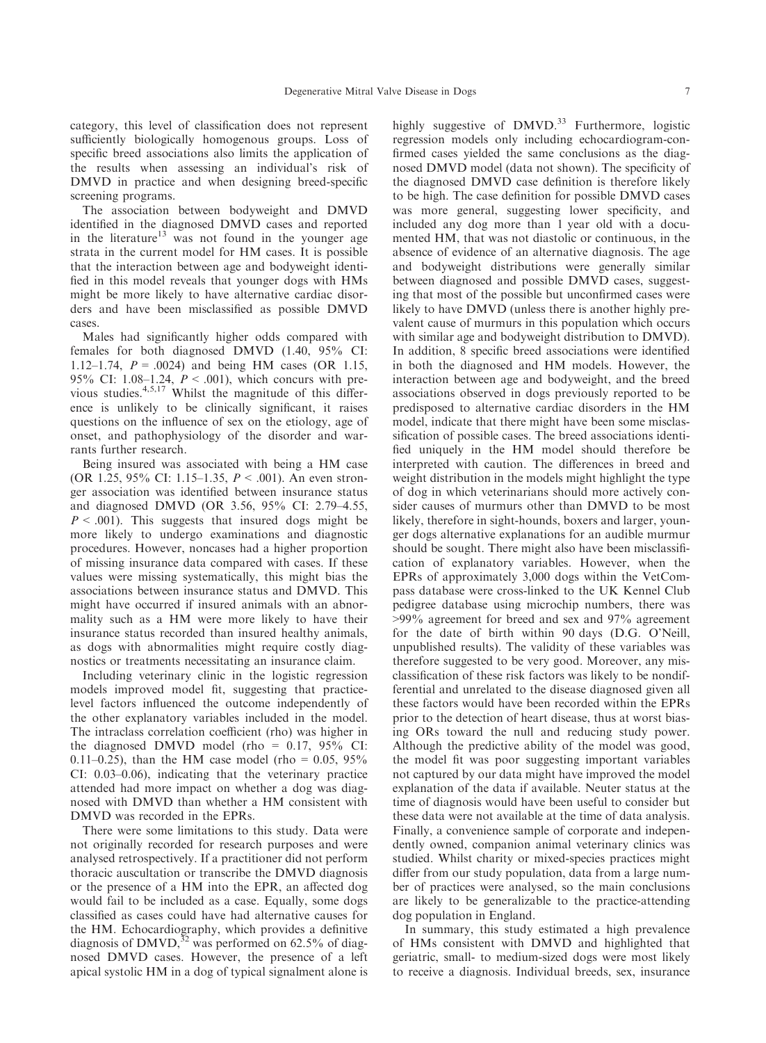category, this level of classification does not represent sufficiently biologically homogenous groups. Loss of specific breed associations also limits the application of the results when assessing an individual's risk of DMVD in practice and when designing breed-specific screening programs.

The association between bodyweight and DMVD identified in the diagnosed DMVD cases and reported in the literature[13] was not found in the younger age strata in the current model for HM cases. It is possible that the interaction between age and bodyweight identified in this model reveals that younger dogs with HMs might be more likely to have alternative cardiac disorders and have been misclassified as possible DMVD cases.

Males had significantly higher odds compared with females for both diagnosed DMVD (1.40, 95% CI: 1.12–1.74, $P = .0024$) and being HM cases (OR 1.15, 95% CI: 1.08–1.24, $P < .001$), which concurs with previous studies.[4,5,17] Whilst the magnitude of this difference is unlikely to be clinically significant, it raises questions on the influence of sex on the etiology, age of onset, and pathophysiology of the disorder and warrants further research.

Being insured was associated with being a HM case (OR 1.25, 95% CI: 1.15–1.35, $P < .001$). An even stronger association was identified between insurance status and diagnosed DMVD (OR 3.56, 95% CI: 2.79–4.55, $P < .001$). This suggests that insured dogs might be more likely to undergo examinations and diagnostic procedures. However, noncases had a higher proportion of missing insurance data compared with cases. If these values were missing systematically, this might bias the associations between insurance status and DMVD. This might have occurred if insured animals with an abnormality such as a HM were more likely to have their insurance status recorded than insured healthy animals, as dogs with abnormalities might require costly diagnostics or treatments necessitating an insurance claim.

Including veterinary clinic in the logistic regression models improved model fit, suggesting that practice-level factors influenced the outcome independently of the other explanatory variables included in the model. The intraclass correlation coefficient (rho) was higher in the diagnosed DMVD model (rho = 0.17, 95% CI: 0.11–0.25), than the HM case model (rho = 0.05, 95% CI: 0.03–0.06), indicating that the veterinary practice attended had more impact on whether a dog was diagnosed with DMVD than whether a HM consistent with DMVD was recorded in the EPRs.

There were some limitations to this study. Data were not originally recorded for research purposes and were analysed retrospectively. If a practitioner did not perform thoracic auscultation or transcribe the DMVD diagnosis or the presence of a HM into the EPR, an affected dog would fail to be included as a case. Equally, some dogs classified as cases could have had alternative causes for the HM. Echocardiography, which provides a definitive diagnosis of DMVD,[32] was performed on 62.5% of diagnosed DMVD cases. However, the presence of a left apical systolic HM in a dog of typical signalment alone is highly suggestive of DMVD.[33] Furthermore, logistic regression models only including echocardiogram-confirmed cases yielded the same conclusions as the diagnosed DMVD model (data not shown). The specificity of the diagnosed DMVD case definition is therefore likely to be high. The case definition for possible DMVD cases was more general, suggesting lower specificity, and included any dog more than 1 year old with a documented HM, that was not diastolic or continuous, in the absence of evidence of an alternative diagnosis. The age and bodyweight distributions were generally similar between diagnosed and possible DMVD cases, suggesting that most of the possible but unconfirmed cases were likely to have DMVD (unless there is another highly prevalent cause of murmurs in this population which occurs with similar age and bodyweight distribution to DMVD). In addition, 8 specific breed associations were identified in both the diagnosed and HM models. However, the interaction between age and bodyweight, and the breed associations observed in dogs previously reported to be predisposed to alternative cardiac disorders in the HM model, indicate that there might have been some misclassification of possible cases. The breed associations identified uniquely in the HM model should therefore be interpreted with caution. The differences in breed and weight distribution in the models might highlight the type of dog in which veterinarians should more actively consider causes of murmurs other than DMVD to be most likely, therefore in sight-hounds, boxers and larger, younger dogs alternative explanations for an audible murmur should be sought. There might also have been misclassification of explanatory variables. However, when the EPRs of approximately 3,000 dogs within the VetCompass database were cross-linked to the UK Kennel Club pedigree database using microchip numbers, there was >99% agreement for breed and sex and 97% agreement for the date of birth within 90 days (D.G. O'Neill, unpublished results). The validity of these variables was therefore suggested to be very good. Moreover, any misclassification of these risk factors was likely to be nondifferential and unrelated to the disease diagnosed given all these factors would have been recorded within the EPRs prior to the detection of heart disease, thus at worst biasing ORs toward the null and reducing study power. Although the predictive ability of the model was good, the model fit was poor suggesting important variables not captured by our data might have improved the model explanation of the data if available. Neuter status at the time of diagnosis would have been useful to consider but these data were not available at the time of data analysis. Finally, a convenience sample of corporate and independently owned, companion animal veterinary clinics was studied. Whilst charity or mixed-species practices might differ from our study population, data from a large number of practices were analysed, so the main conclusions are likely to be generalizable to the practice-attending dog population in England.

In summary, this study estimated a high prevalence of HMs consistent with DMVD and highlighted that geriatric, small- to medium-sized dogs were most likely to receive a diagnosis. Individual breeds, sex, insurance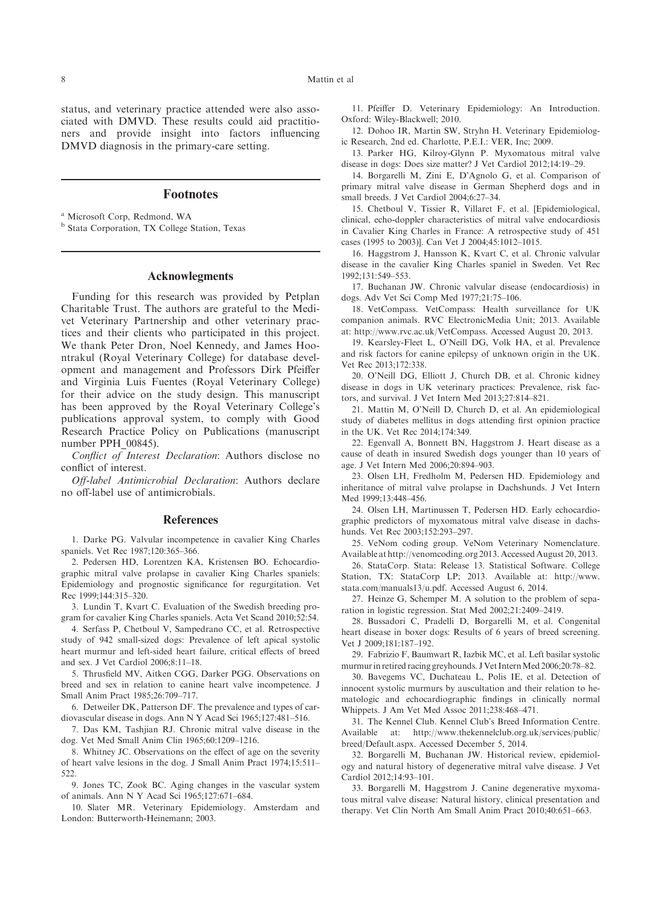status, and veterinary practice attended were also associated with DMVD. These results could aid practitioners and provide insight into factors influencing DMVD diagnosis in the primary-care setting.

## Footnotes

[a] Microsoft Corp, Redmond, WA

[b] Stata Corporation, TX College Station, Texas

## Acknowlegments

Funding for this research was provided by Petplan Charitable Trust. The authors are grateful to the Medivet Veterinary Partnership and other veterinary practices and their clients who participated in this project. We thank Peter Dron, Noel Kennedy, and James Hoontrakul (Royal Veterinary College) for database development and management and Professors Dirk Pfeiffer and Virginia Luis Fuentes (Royal Veterinary College) for their advice on the study design. This manuscript has been approved by the Royal Veterinary College's publications approval system, to comply with Good Research Practice Policy on Publications (manuscript number PPH_00845).

*Conflict of Interest Declaration*: Authors disclose no conflict of interest.

*Off-label Antimicrobial Declaration*: Authors declare no off-label use of antimicrobials.

## References

1. Darke PG. Valvular incompetence in cavalier King Charles spaniels. Vet Rec 1987;120:365–366.
2. Pedersen HD, Lorentzen KA, Kristensen BO. Echocardiographic mitral valve prolapse in cavalier King Charles spaniels: Epidemiology and prognostic significance for regurgitation. Vet Rec 1999;144:315–320.
3. Lundin T, Kvart C. Evaluation of the Swedish breeding program for cavalier King Charles spaniels. Acta Vet Scand 2010;52:54.
4. Serfass P, Chetboul V, Sampedrano CC, et al. Retrospective study of 942 small-sized dogs: Prevalence of left apical systolic heart murmur and left-sided heart failure, critical effects of breed and sex. J Vet Cardiol 2006;8:11–18.
5. Thrusfield MV, Aitken CGG, Darker PGG. Observations on breed and sex in relation to canine heart valve incompetence. J Small Anim Pract 1985;26:709–717.
6. Detweiler DK, Patterson DF. The prevalence and types of cardiovascular disease in dogs. Ann N Y Acad Sci 1965;127:481–516.
7. Das KM, Tashjian RJ. Chronic mitral valve disease in the dog. Vet Med Small Anim Clin 1965;60:1209–1216.
8. Whitney JC. Observations on the effect of age on the severity of heart valve lesions in the dog. J Small Anim Pract 1974;15:511–522.
9. Jones TC, Zook BC. Aging changes in the vascular system of animals. Ann N Y Acad Sci 1965;127:671–684.
10. Slater MR. Veterinary Epidemiology. Amsterdam and London: Butterworth-Heinemann; 2003.
11. Pfeiffer D. Veterinary Epidemiology: An Introduction. Oxford: Wiley-Blackwell; 2010.
12. Dohoo IR, Martin SW, Stryhn H. Veterinary Epidemiologic Research, 2nd ed. Charlotte, P.E.I.: VER, Inc; 2009.
13. Parker HG, Kilroy-Glynn P. Myxomatous mitral valve disease in dogs: Does size matter? J Vet Cardiol 2012;14:19–29.
14. Borgarelli M, Zini E, D'Agnolo G, et al. Comparison of primary mitral valve disease in German Shepherd dogs and in small breeds. J Vet Cardiol 2004;6:27–34.
15. Chetboul V, Tissier R, Villaret F, et al. [Epidemiological, clinical, echo-doppler characteristics of mitral valve endocardiosis in Cavalier King Charles in France: A retrospective study of 451 cases (1995 to 2003)]. Can Vet J 2004;45:1012–1015.
16. Haggstrom J, Hansson K, Kvart C, et al. Chronic valvular disease in the cavalier King Charles spaniel in Sweden. Vet Rec 1992;131:549–553.
17. Buchanan JW. Chronic valvular disease (endocardiosis) in dogs. Adv Vet Sci Comp Med 1977;21:75–106.
18. VetCompass. VetCompass: Health surveillance for UK companion animals. RVC ElectronicMedia Unit; 2013. Available at: http://www.rvc.ac.uk/VetCompass. Accessed August 20, 2013.
19. Kearsley-Fleet L, O'Neill DG, Volk HA, et al. Prevalence and risk factors for canine epilepsy of unknown origin in the UK. Vet Rec 2013;172:338.
20. O'Neill DG, Elliott J, Church DB, et al. Chronic kidney disease in dogs in UK veterinary practices: Prevalence, risk factors, and survival. J Vet Intern Med 2013;27:814–821.
21. Mattin M, O'Neill D, Church D, et al. An epidemiological study of diabetes mellitus in dogs attending first opinion practice in the UK. Vet Rec 2014;174:349.
22. Egenvall A, Bonnett BN, Haggstrom J. Heart disease as a cause of death in insured Swedish dogs younger than 10 years of age. J Vet Intern Med 2006;20:894–903.
23. Olsen LH, Fredholm M, Pedersen HD. Epidemiology and inheritance of mitral valve prolapse in Dachshunds. J Vet Intern Med 1999;13:448–456.
24. Olsen LH, Martinussen T, Pedersen HD. Early echocardiographic predictors of myxomatous mitral valve disease in dachshunds. Vet Rec 2003;152:293–297.
25. VeNom coding group. VeNom Veterinary Nomenclature. Available at http://venomcoding.org 2013. Accessed August 20, 2013.
26. StataCorp. Stata: Release 13. Statistical Software. College Station, TX: StataCorp LP; 2013. Available at: http://www.stata.com/manuals13/u.pdf. Accessed August 6, 2014.
27. Heinze G, Schemper M. A solution to the problem of separation in logistic regression. Stat Med 2002;21:2409–2419.
28. Bussadori C, Pradelli D, Borgarelli M, et al. Congenital heart disease in boxer dogs: Results of 6 years of breed screening. Vet J 2009;181:187–192.
29. Fabrizio F, Baumwart R, Iazbik MC, et al. Left basilar systolic murmur in retired racing greyhounds. J Vet Intern Med 2006;20:78–82.
30. Bavegems VC, Duchateau L, Polis IE, et al. Detection of innocent systolic murmurs by auscultation and their relation to hematologic and echocardiographic findings in clinically normal Whippets. J Am Vet Med Assoc 2011;238:468–471.
31. The Kennel Club. Kennel Club's Breed Information Centre. Available at: http://www.thekennelclub.org.uk/services/public/breed/Default.aspx. Accessed December 5, 2014.
32. Borgarelli M, Buchanan JW. Historical review, epidemiology and natural history of degenerative mitral valve disease. J Vet Cardiol 2012;14:93–101.
33. Borgarelli M, Haggstrom J. Canine degenerative myxomatous mitral valve disease: Natural history, clinical presentation and therapy. Vet Clin North Am Small Anim Pract 2010;40:651–663.